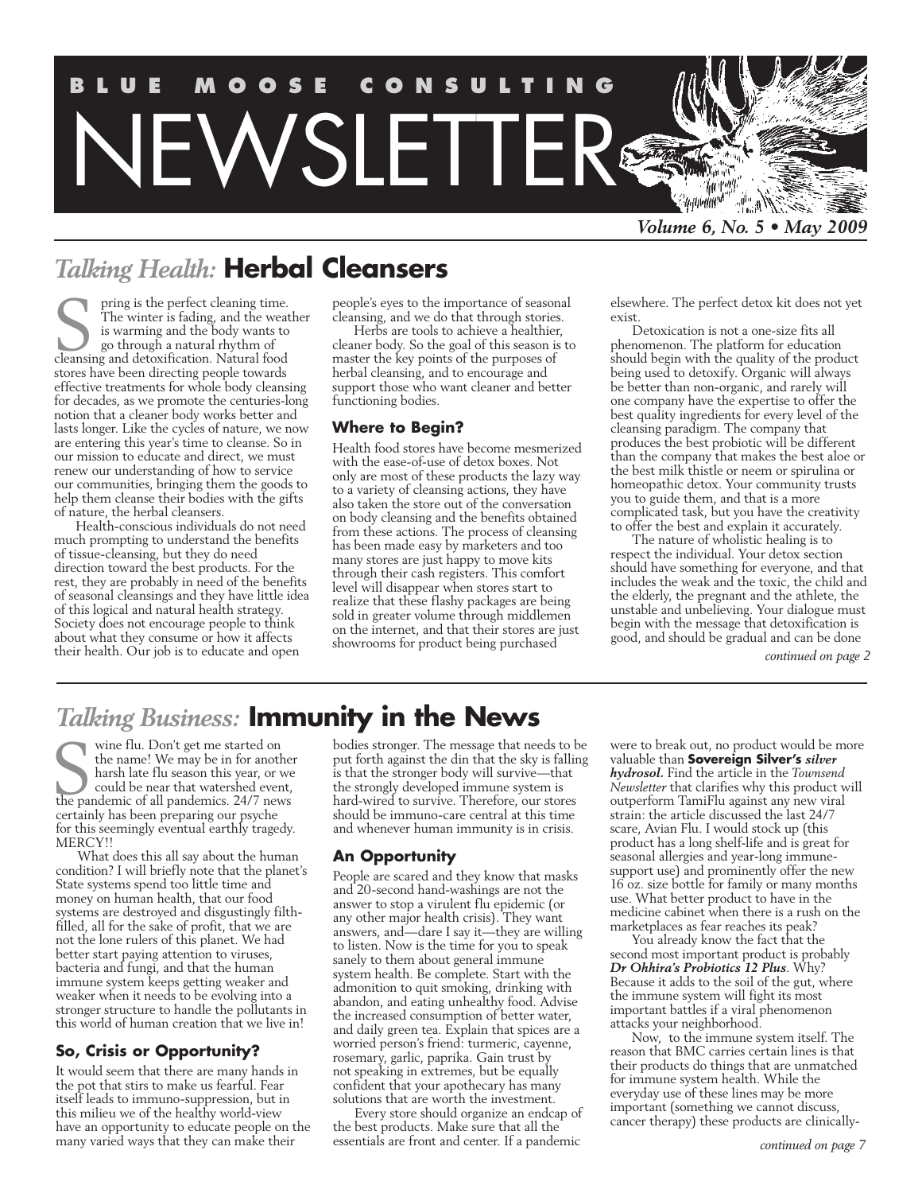# BLUE MOOSE CONSULTING NEWSLETTER

*Volume 6, No. 5 • May 2009*

## *Talking Health:* Herbal Cleansers

Spring is the perfect cleaning time. The winter is fading, and the weather is warming and the body wants to go through a natural rhythm of cleansing and detoxification. Natural food stores have been directing people towards effective treatments for whole body cleansing for decades, as we promote the centuries-long notion that a cleaner body works better and lasts longer. Like the cycles of nature, we now are entering this year's time to cleanse. So in our mission to educate and direct, we must renew our understanding of how to service our communities, bringing them the goods to help them cleanse their bodies with the gifts of nature, the herbal cleansers.

Health-conscious individuals do not need much prompting to understand the benefits of tissue-cleansing, but they do need direction toward the best products. For the rest, they are probably in need of the benefits of seasonal cleansings and they have little idea of this logical and natural health strategy. Society does not encourage people to think about what they consume or how it affects their health. Our job is to educate and open people's eyes to the importance of seasonal cleansing, and we do that through stories.

Herbs are tools to achieve a healthier, cleaner body. So the goal of this season is to master the key points of the purposes of herbal cleansing, and to encourage and support those who want cleaner and better functioning bodies.

### Where to Begin?

Health food stores have become mesmerized with the ease-of-use of detox boxes. Not only are most of these products the lazy way to a variety of cleansing actions, they have also taken the store out of the conversation on body cleansing and the benefits obtained from these actions. The process of cleansing has been made easy by marketers and too many stores are just happy to move kits through their cash registers. This comfort level will disappear when stores start to realize that these flashy packages are being sold in greater volume through middlemen on the internet, and that their stores are just showrooms for product being purchased elsewhere. The perfect detox kit does not yet exist.

Detoxication is not a one-size fits all phenomenon. The platform for education should begin with the quality of the product being used to detoxify. Organic will always be better than non-organic, and rarely will one company have the expertise to offer the best quality ingredients for every level of the cleansing paradigm. The company that produces the best probiotic will be different than the company that makes the best aloe or the best milk thistle or neem or spirulina or homeopathic detox. Your community trusts you to guide them, and that is a more complicated task, but you have the creativity to offer the best and explain it accurately.

The nature of wholistic healing is to respect the individual. Your detox section should have something for everyone, and that includes the weak and the toxic, the child and the elderly, the pregnant and the athlete, the unstable and unbelieving. Your dialogue must begin with the message that detoxification is good, and should be gradual and can be done

*continued on page 2*

## *Talking Business:* Immunity in the News

Swine flu. Don't get me started on the name! We may be in for another harsh late flu season this year, or we could be near that watershed event, the pandemic of all pandemics. 24/7 news certainly has been preparing our psyche for this seemingly eventual earthly tragedy. MERCY!!

What does this all say about the human condition? I will briefly note that the planet's State systems spend too little time and money on human health, that our food systems are destroyed and disgustingly filth-filled, all for the sake of profit, that we are not the lone rulers of this planet. We had better start paying attention to viruses, bacteria and fungi, and that the human immune system keeps getting weaker and weaker when it needs to be evolving into a stronger structure to handle the pollutants in this world of human creation that we live in!

### So, Crisis or Opportunity?

It would seem that there are many hands in the pot that stirs to make us fearful. Fear itself leads to immuno-suppression, but in this milieu we of the healthy world-view have an opportunity to educate people on the many varied ways that they can make their bodies stronger. The message that needs to be put forth against the din that the sky is falling is that the stronger body will survive—that the strongly developed immune system is hard-wired to survive. Therefore, our stores should be immuno-care central at this time and whenever human immunity is in crisis.

### An Opportunity

People are scared and they know that masks and 20-second hand-washings are not the answer to stop a virulent flu epidemic (or any other major health crisis). They want answers, and—dare I say it—they are willing to listen. Now is the time for you to speak sanely to them about general immune system health. Be complete. Start with the admonition to quit smoking, drinking with abandon, and eating unhealthy food. Advise the increased consumption of better water, and daily green tea. Explain that spices are a worried person's friend: turmeric, cayenne, rosemary, garlic, paprika. Gain trust by not speaking in extremes, but be equally confident that your apothecary has many solutions that are worth the investment.

Every store should organize an endcap of the best products. Make sure that all the essentials are front and center. If a pandemic were to break out, no product would be more valuable than **Sovereign Silver's** ***silver hydrosol.*** Find the article in the *Townsend Newsletter* that clarifies why this product will outperform TamiFlu against any new viral strain: the article discussed the last 24/7 scare, Avian Flu. I would stock up (this product has a long shelf-life and is great for seasonal allergies and year-long immune-support use) and prominently offer the new 16 oz. size bottle for family or many months use. What better product to have in the medicine cabinet when there is a rush on the marketplaces as fear reaches its peak?

You already know the fact that the second most important product is probably ***Dr Ohhira's Probiotics 12 Plus***. Why? Because it adds to the soil of the gut, where the immune system will fight its most important battles if a viral phenomenon attacks your neighborhood.

Now, to the immune system itself. The reason that BMC carries certain lines is that their products do things that are unmatched for immune system health. While the everyday use of these lines may be more important (something we cannot discuss, cancer therapy) these products are clinically-

*continued on page 7*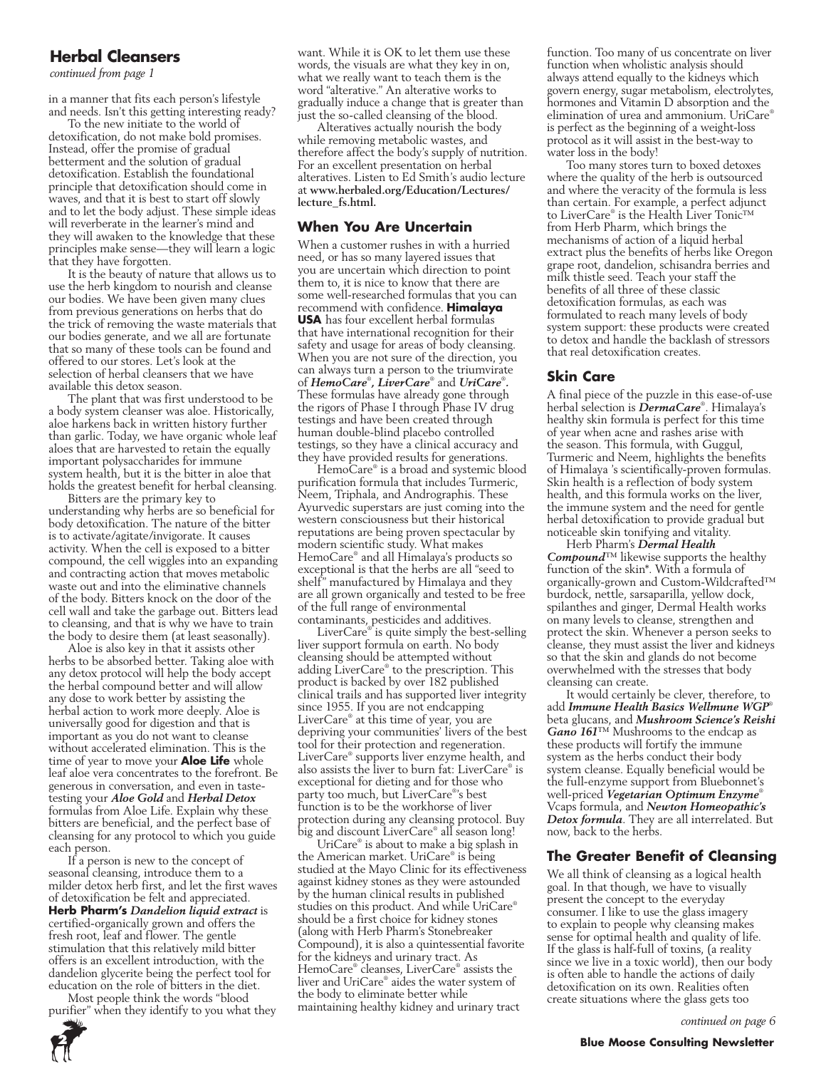## Herbal Cleansers

*continued from page 1*

in a manner that fits each person's lifestyle and needs. Isn't this getting interesting ready?

To the new initiate to the world of detoxification, do not make bold promises. Instead, offer the promise of gradual betterment and the solution of gradual detoxification. Establish the foundational principle that detoxification should come in waves, and that it is best to start off slowly and to let the body adjust. These simple ideas will reverberate in the learner's mind and they will awaken to the knowledge that these principles make sense—they will learn a logic that they have forgotten.

It is the beauty of nature that allows us to use the herb kingdom to nourish and cleanse our bodies. We have been given many clues from previous generations on herbs that do the trick of removing the waste materials that our bodies generate, and we all are fortunate that so many of these tools can be found and offered to our stores. Let's look at the selection of herbal cleansers that we have available this detox season.

The plant that was first understood to be a body system cleanser was aloe. Historically, aloe harkens back in written history further than garlic. Today, we have organic whole leaf aloes that are harvested to retain the equally important polysaccharides for immune system health, but it is the bitter in aloe that holds the greatest benefit for herbal cleansing.

Bitters are the primary key to understanding why herbs are so beneficial for body detoxification. The nature of the bitter is to activate/agitate/invigorate. It causes activity. When the cell is exposed to a bitter compound, the cell wiggles into an expanding and contracting action that moves metabolic waste out and into the eliminative channels of the body. Bitters knock on the door of the cell wall and take the garbage out. Bitters lead to cleansing, and that is why we have to train the body to desire them (at least seasonally).

Aloe is also key in that it assists other herbs to be absorbed better. Taking aloe with any detox protocol will help the body accept the herbal compound better and will allow any dose to work better by assisting the herbal action to work more deeply. Aloe is universally good for digestion and that is important as you do not want to cleanse without accelerated elimination. This is the time of year to move your **Aloe Life** whole leaf aloe vera concentrates to the forefront. Be generous in conversation, and even in taste-testing your ***Aloe Gold*** and ***Herbal Detox*** formulas from Aloe Life. Explain why these bitters are beneficial, and the perfect base of cleansing for any protocol to which you guide each person.

If a person is new to the concept of seasonal cleansing, introduce them to a milder detox herb first, and let the first waves of detoxification be felt and appreciated. **Herb Pharm's *Dandelion liquid extract*** is certified-organically grown and offers the fresh root, leaf and flower. The gentle stimulation that this relatively mild bitter offers is an excellent introduction, with the dandelion glycerite being the perfect tool for education on the role of bitters in the diet.

Most people think the words "blood purifier" when they identify to you what they want. While it is OK to let them use these words, the visuals are what they key in on, what we really want to teach them is the word "alterative." An alterative works to gradually induce a change that is greater than just the so-called cleansing of the blood.

Alteratives actually nourish the body while removing metabolic wastes, and therefore affect the body's supply of nutrition. For an excellent presentation on herbal alteratives. Listen to Ed Smith's audio lecture at **www.herbaled.org/Education/Lectures/lecture_fs.html.**

### When You Are Uncertain

When a customer rushes in with a hurried need, or has so many layered issues that you are uncertain which direction to point them to, it is nice to know that there are some well-researched formulas that you can recommend with confidence. **Himalaya USA** has four excellent herbal formulas that have international recognition for their safety and usage for areas of body cleansing. When you are not sure of the direction, you can always turn a person to the triumvirate of ***HemoCare®***, ***LiverCare®*** and ***UriCare®***. These formulas have already gone through the rigors of Phase I through Phase IV drug testings and have been created through human double-blind placebo controlled testings, so they have a clinical accuracy and they have provided results for generations.

HemoCare® is a broad and systemic blood purification formula that includes Turmeric, Neem, Triphala, and Andrographis. These Ayurvedic superstars are just coming into the western consciousness but their historical reputations are being proven spectacular by modern scientific study. What makes HemoCare® and all Himalaya's products so exceptional is that the herbs are all "seed to shelf" manufactured by Himalaya and they are all grown organically and tested to be free of the full range of environmental contaminants, pesticides and additives.

LiverCare® is quite simply the best-selling liver support formula on earth. No body cleansing should be attempted without adding LiverCare® to the prescription. This product is backed by over 182 published clinical trails and has supported liver integrity since 1955. If you are not endcapping LiverCare® at this time of year, you are depriving your communities' livers of the best tool for their protection and regeneration. LiverCare® supports liver enzyme health, and also assists the liver to burn fat: LiverCare® is exceptional for dieting and for those who party too much, but LiverCare®'s best function is to be the workhorse of liver protection during any cleansing protocol. Buy big and discount LiverCare® all season long!

UriCare® is about to make a big splash in the American market. UriCare® is being studied at the Mayo Clinic for its effectiveness against kidney stones as they were astounded by the human clinical results in published studies on this product. And while UriCare® should be a first choice for kidney stones (along with Herb Pharm's Stonebreaker Compound), it is also a quintessential favorite for the kidneys and urinary tract. As HemoCare® cleanses, LiverCare® assists the liver and UriCare® aides the water system of the body to eliminate better while maintaining healthy kidney and urinary tract function. Too many of us concentrate on liver function when wholistic analysis should always attend equally to the kidneys which govern energy, sugar metabolism, electrolytes, hormones and Vitamin D absorption and the elimination of urea and ammonium. UriCare® is perfect as the beginning of a weight-loss protocol as it will assist in the best-way to water loss in the body!

Too many stores turn to boxed detoxes where the quality of the herb is outsourced and where the veracity of the formula is less than certain. For example, a perfect adjunct to LiverCare® is the Health Liver Tonic™ from Herb Pharm, which brings the mechanisms of action of a liquid herbal extract plus the benefits of herbs like Oregon grape root, dandelion, schisandra berries and milk thistle seed. Teach your staff the benefits of all three of these classic detoxification formulas, as each was formulated to reach many levels of body system support: these products were created to detox and handle the backlash of stressors that real detoxification creates.

### Skin Care

A final piece of the puzzle in this ease-of-use herbal selection is ***DermaCare®***. Himalaya's healthy skin formula is perfect for this time of year when acne and rashes arise with the season. This formula, with Guggul, Turmeric and Neem, highlights the benefits of Himalaya 's scientifically-proven formulas. Skin health is a reflection of body system health, and this formula works on the liver, the immune system and the need for gentle herbal detoxification to provide gradual but noticeable skin tonifying and vitality.

Herb Pharm's ***Dermal Health Compound™*** likewise supports the healthy function of the skin*. With a formula of organically-grown and Custom-Wildcrafted™ burdock, nettle, sarsaparilla, yellow dock, spilanthes and ginger, Dermal Health works on many levels to cleanse, strengthen and protect the skin. Whenever a person seeks to cleanse, they must assist the liver and kidneys so that the skin and glands do not become overwhelmed with the stresses that body cleansing can create.

It would certainly be clever, therefore, to add ***Immune Health Basics Wellmune WGP®*** beta glucans, and ***Mushroom Science's Reishi Gano 161™*** Mushrooms to the endcap as these products will fortify the immune system as the herbs conduct their body system cleanse. Equally beneficial would be the full-enzyme support from Bluebonnet's well-priced ***Vegetarian Optimum Enzyme®*** Vcaps formula, and ***Newton Homeopathic's Detox formula***. They are all interrelated. But now, back to the herbs.

### The Greater Benefit of Cleansing

We all think of cleansing as a logical health goal. In that though, we have to visually present the concept to the everyday consumer. I like to use the glass imagery to explain to people why cleansing makes sense for optimal health and quality of life. If the glass is half-full of toxins, (a reality since we live in a toxic world), then our body is often able to handle the actions of daily detoxification on its own. Realities often create situations where the glass gets too

*continued on page 6*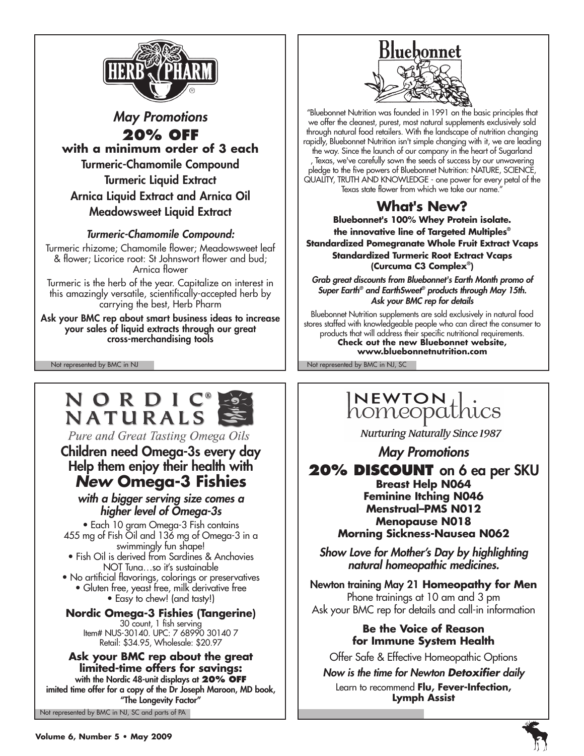# HERB PHARM

## *May Promotions*

**20% OFF**

**with a minimum order of 3 each**

Turmeric-Chamomile Compound

Turmeric Liquid Extract

Arnica Liquid Extract and Arnica Oil

Meadowsweet Liquid Extract

***Turmeric-Chamomile Compound:***

Turmeric rhizome; Chamomile flower; Meadowsweet leaf & flower; Licorice root: St Johnswort flower and bud; Arnica flower

Turmeric is the herb of the year. Capitalize on interest in this amazingly versatile, scientifically-accepted herb by carrying the best, Herb Pharm

**Ask your BMC rep about smart business ideas to increase your sales of liquid extracts through our great cross-merchandising tools**

Not represented by BMC in NJ

# Bluebonnet

"Bluebonnet Nutrition was founded in 1991 on the basic principles that we offer the cleanest, purest, most natural supplements exclusively sold through natural food retailers. With the landscape of nutrition changing rapidly, Bluebonnet Nutrition isn't simple changing with it, we are leading the way. Since the launch of our company in the heart of Sugarland , Texas, we've carefully sown the seeds of success by our unwavering pledge to the five powers of Bluebonnet Nutrition: NATURE, SCIENCE, QUALITY, TRUTH AND KNOWLEDGE - one power for every petal of the Texas state flower from which we take our name."

## What's New?

**Bluebonnet's 100% Whey Protein isolate.**

**the innovative line of Targeted Multiples®**

**Standardized Pomegranate Whole Fruit Extract Vcaps**

**Standardized Turmeric Root Extract Vcaps (Curcuma C3 Complex®)**

***Grab great discounts from Bluebonnet's Earth Month promo of Super Earth® and EarthSweet® products through May 15th. Ask your BMC rep for details***

Bluebonnet Nutrition supplements are sold exclusively in natural food stores staffed with knowledgeable people who can direct the consumer to products that will address their specific nutritional requirements.

**Check out the new Bluebonnet website, www.bluebonnetnutrition.com**

Not represented by BMC in NJ, SC

# NORDIC® NATURALS

*Pure and Great Tasting Omega Oils*

## Children need Omega-3s every day Help them enjoy their health with *New* Omega-3 Fishies

***with a bigger serving size comes a higher level of Omega-3s***

- Each 10 gram Omega-3 Fish contains 455 mg of Fish Oil and 136 mg of Omega-3 in a swimmingly fun shape!
- Fish Oil is derived from Sardines & Anchovies NOT Tuna…so it's sustainable
- No artificial flavorings, colorings or preservatives
- Gluten free, yeast free, milk derivative free
- Easy to chew! (and tasty!)

**Nordic Omega-3 Fishies (Tangerine)**

30 count, 1 fish serving

Item# NUS-30140. UPC: 7 68990 30140 7

Retail: $34.95, Wholesale: $20.97

**Ask your BMC rep about the great limited-time offers for savings:**

**with the Nordic 48-unit displays at 20% OFF**

**imited time offer for a copy of the Dr Joseph Maroon, MD book, "The Longevity Factor"**

Not represented by BMC in NJ, SC and parts of PA

# NEWTON homeopathics

*Nurturing Naturally Since 1987*

## *May Promotions*

**20% DISCOUNT** on 6 ea per SKU

**Breast Help N064**

**Feminine Itching N046**

**Menstrual–PMS N012**

**Menopause N018**

**Morning Sickness-Nausea N062**

***Show Love for Mother's Day by highlighting natural homeopathic medicines.***

Newton training May 21 **Homeopathy for Men**

Phone trainings at 10 am and 3 pm

Ask your BMC rep for details and call-in information

**Be the Voice of Reason for Immune System Health**

Offer Safe & Effective Homeopathic Options

***Now is the time for Newton Detoxifier daily***

Learn to recommend **Flu, Fever-Infection, Lymph Assist**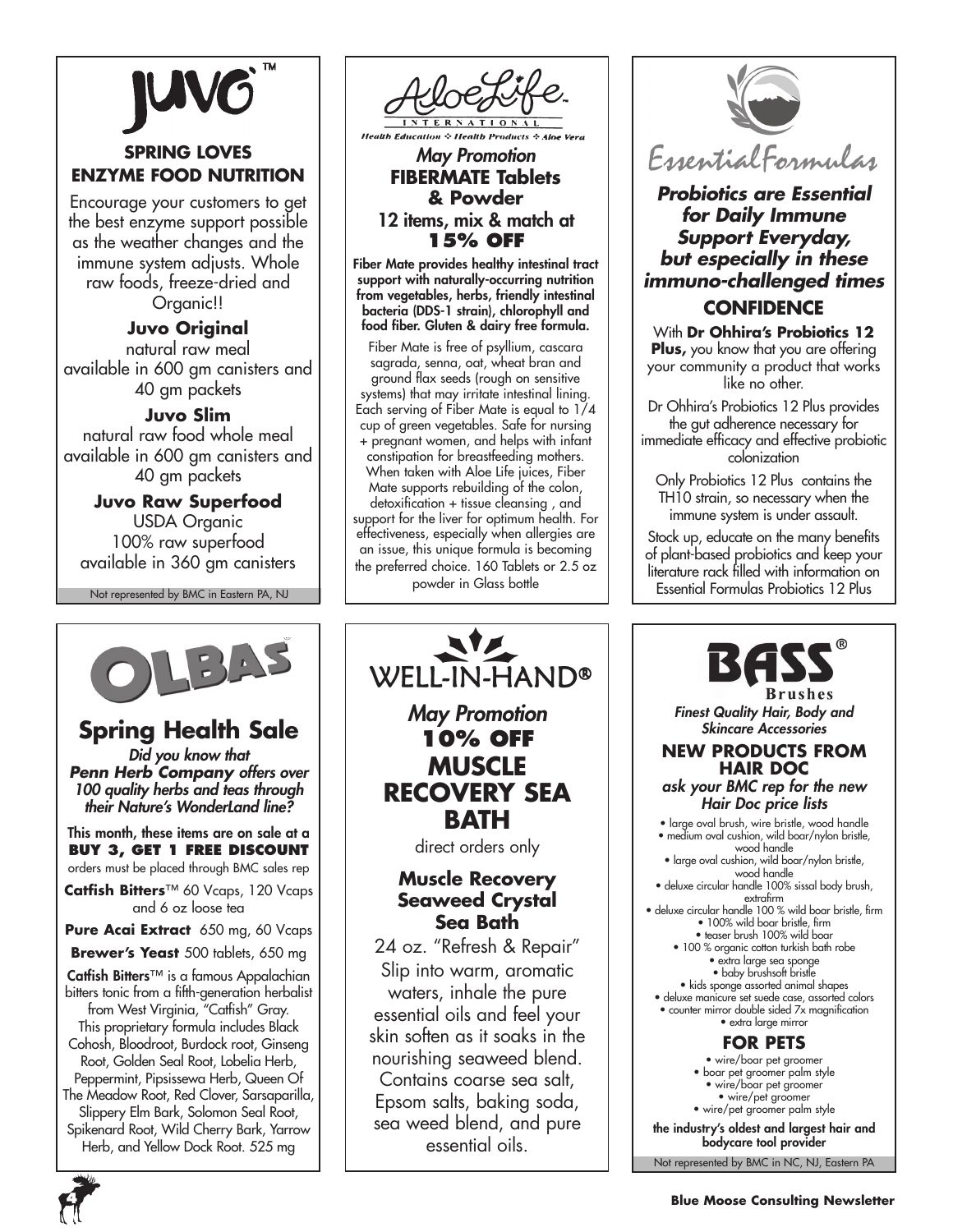# JUVO™

## SPRING LOVES ENZYME FOOD NUTRITION

Encourage your customers to get the best enzyme support possible as the weather changes and the immune system adjusts. Whole raw foods, freeze-dried and Organic!!

**Juvo Original**
natural raw meal
available in 600 gm canisters and 40 gm packets

**Juvo Slim**
natural raw food whole meal
available in 600 gm canisters and 40 gm packets

**Juvo Raw Superfood**
USDA Organic
100% raw superfood
available in 360 gm canisters

Not represented by BMC in Eastern PA, NJ

# AloeLife International

Health Education ❖ Health Products ❖ Aloe Vera

*May Promotion*

## FIBERMATE Tablets & Powder

12 items, mix & match at **15% OFF**

**Fiber Mate provides healthy intestinal tract support with naturally-occurring nutrition from vegetables, herbs, friendly intestinal bacteria (DDS-1 strain), chlorophyll and food fiber. Gluten & dairy free formula.**

Fiber Mate is free of psyllium, cascara sagrada, senna, oat, wheat bran and ground flax seeds (rough on sensitive systems) that may irritate intestinal lining. Each serving of Fiber Mate is equal to 1/4 cup of green vegetables. Safe for nursing + pregnant women, and helps with infant constipation for breastfeeding mothers. When taken with Aloe Life juices, Fiber Mate supports rebuilding of the colon, detoxification + tissue cleansing , and support for the liver for optimum health. For effectiveness, especially when allergies are an issue, this unique formula is becoming the preferred choice. 160 Tablets or 2.5 oz powder in Glass bottle

# Essential Formulas

***Probiotics are Essential for Daily Immune Support Everyday, but especially in these immuno-challenged times***

## CONFIDENCE

With **Dr Ohhira's Probiotics 12 Plus,** you know that you are offering your community a product that works like no other.

Dr Ohhira's Probiotics 12 Plus provides the gut adherence necessary for immediate efficacy and effective probiotic colonization

Only Probiotics 12 Plus contains the TH10 strain, so necessary when the immune system is under assault.

Stock up, educate on the many benefits of plant-based probiotics and keep your literature rack filled with information on Essential Formulas Probiotics 12 Plus

# OLBAS

## Spring Health Sale

***Did you know that Penn Herb Company offers over 100 quality herbs and teas through their Nature's WonderLand line?***

**This month, these items are on sale at a BUY 3, GET 1 FREE DISCOUNT**
orders must be placed through BMC sales rep

**Catfish Bitters**™ 60 Vcaps, 120 Vcaps and 6 oz loose tea

**Pure Acai Extract** 650 mg, 60 Vcaps

**Brewer's Yeast** 500 tablets, 650 mg

**Catfish Bitters**™ is a famous Appalachian bitters tonic from a fifth-generation herbalist from West Virginia, "Catfish" Gray. This proprietary formula includes Black Cohosh, Bloodroot, Burdock root, Ginseng Root, Golden Seal Root, Lobelia Herb, Peppermint, Pipsissewa Herb, Queen Of The Meadow Root, Red Clover, Sarsaparilla, Slippery Elm Bark, Solomon Seal Root, Spikenard Root, Wild Cherry Bark, Yarrow Herb, and Yellow Dock Root. 525 mg

# WELL-IN-HAND®

*May Promotion*

## 10% OFF MUSCLE RECOVERY SEA BATH

direct orders only

**Muscle Recovery Seaweed Crystal Sea Bath**

24 oz. "Refresh & Repair" Slip into warm, aromatic waters, inhale the pure essential oils and feel your skin soften as it soaks in the nourishing seaweed blend. Contains coarse sea salt, Epsom salts, baking soda, sea weed blend, and pure essential oils.

# BASS® Brushes

*Finest Quality Hair, Body and Skincare Accessories*

## NEW PRODUCTS FROM HAIR DOC

*ask your BMC rep for the new Hair Doc price lists*

- large oval brush, wire bristle, wood handle
- medium oval cushion, wild boar/nylon bristle, wood handle
- large oval cushion, wild boar/nylon bristle, wood handle
- deluxe circular handle 100% sissal body brush, extrafirm
- deluxe circular handle 100 % wild boar bristle, firm
- 100% wild boar bristle, firm
- teaser brush 100% wild boar
- 100 % organic cotton turkish bath robe
- extra large sea sponge
- baby brushsoft bristle
- kids sponge assorted animal shapes
- deluxe manicure set suede case, assorted colors
- counter mirror double sided 7x magnification
- extra large mirror

## FOR PETS

- wire/boar pet groomer
- boar pet groomer palm style
- wire/boar pet groomer
- wire/pet groomer
- wire/pet groomer palm style

**the industry's oldest and largest hair and bodycare tool provider**

Not represented by BMC in NC, NJ, Eastern PA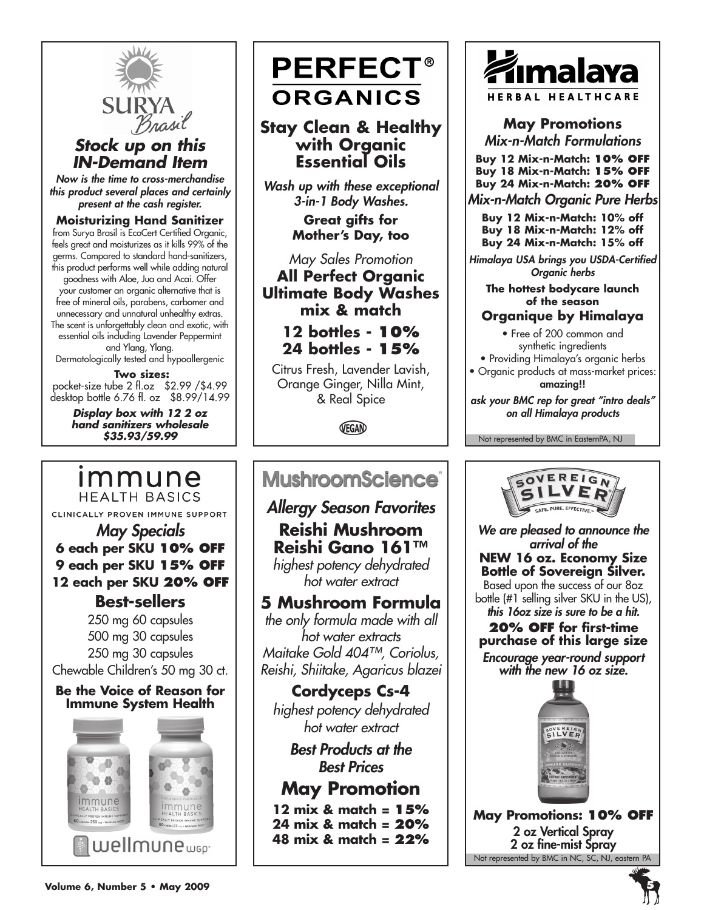## SURYA Brasil

### *Stock up on this IN-Demand Item*

*Now is the time to cross-merchandise this product several places and certainly present at the cash register.*

**Moisturizing Hand Sanitizer** from Surya Brasil is EcoCert Certified Organic, feels great and moisturizes as it kills 99% of the germs. Compared to standard hand-sanitizers, this product performs well while adding natural goodness with Aloe, Jua and Acai. Offer your customer an organic alternative that is free of mineral oils, parabens, carbomer and unnecessary and unnatural unhealthy extras. The scent is unforgettably clean and exotic, with essential oils including Lavender Peppermint and Ylang, Ylang.
Dermatologically tested and hypoallergenic

**Two sizes:**
pocket-size tube 2 fl.oz $2.99 /$4.99
desktop bottle 6.76 fl. oz $8.99/14.99

***Display box with 12 2 oz hand sanitizers wholesale $35.93/59.99***

## PERFECT® ORGANICS

### Stay Clean & Healthy with Organic Essential Oils

*Wash up with these exceptional 3-in-1 Body Washes.*

**Great gifts for Mother's Day, too**

*May Sales Promotion*
**All Perfect Organic Ultimate Body Washes mix & match**

**12 bottles - 10%**
**24 bottles - 15%**

Citrus Fresh, Lavender Lavish, Orange Ginger, Nilla Mint, & Real Spice

VEGAN

## Himalaya HERBAL HEALTHCARE

### May Promotions

*Mix-n-Match Formulations*

**Buy 12 Mix-n-Match: 10% OFF**
**Buy 18 Mix-n-Match: 15% OFF**
**Buy 24 Mix-n-Match: 20% OFF**

*Mix-n-Match Organic Pure Herbs*

**Buy 12 Mix-n-Match: 10% off**
**Buy 18 Mix-n-Match: 12% off**
**Buy 24 Mix-n-Match: 15% off**

*Himalaya USA brings you USDA-Certified Organic herbs*

**The hottest bodycare launch of the season**

**Organique by Himalaya**

- Free of 200 common and synthetic ingredients
- Providing Himalaya's organic herbs
- Organic products at mass-market prices: **amazing!!**

*ask your BMC rep for great "intro deals" on all Himalaya products*

Not represented by BMC in EasternPA, NJ

## immune HEALTH BASICS

CLINICALLY PROVEN IMMUNE SUPPORT

### *May Specials*

**6 each per SKU 10% OFF**
**9 each per SKU 15% OFF**
**12 each per SKU 20% OFF**

### Best-sellers

250 mg 60 capsules
500 mg 30 capsules
250 mg 30 capsules
Chewable Children's 50 mg 30 ct.

**Be the Voice of Reason for Immune System Health**

wellmune WGP

## MushroomScience

### *Allergy Season Favorites*

**Reishi Mushroom Reishi Gano 161™**
*highest potency dehydrated hot water extract*

**5 Mushroom Formula**
*the only formula made with all hot water extracts*
*Maitake Gold 404™, Coriolus, Reishi, Shiitake, Agaricus blazei*

**Cordyceps Cs-4**
*highest potency dehydrated hot water extract*

***Best Products at the Best Prices***

### May Promotion

**12 mix & match = 15%**
**24 mix & match = 20%**
**48 mix & match = 22%**

## SOVEREIGN SILVER

SAFE. PURE. EFFECTIVE.

*We are pleased to announce the arrival of the*
**NEW 16 oz. Economy Size Bottle of Sovereign Silver.**
Based upon the success of our 8oz bottle (#1 selling silver SKU in the US), *this 16oz size is sure to be a hit.*

**20% OFF for first-time purchase of this large size**

*Encourage year-round support with the new 16 oz size.*

**May Promotions: 10% OFF**
2 oz Vertical Spray
2 oz fine-mist Spray

Not represented by BMC in NC, SC, NJ, eastern PA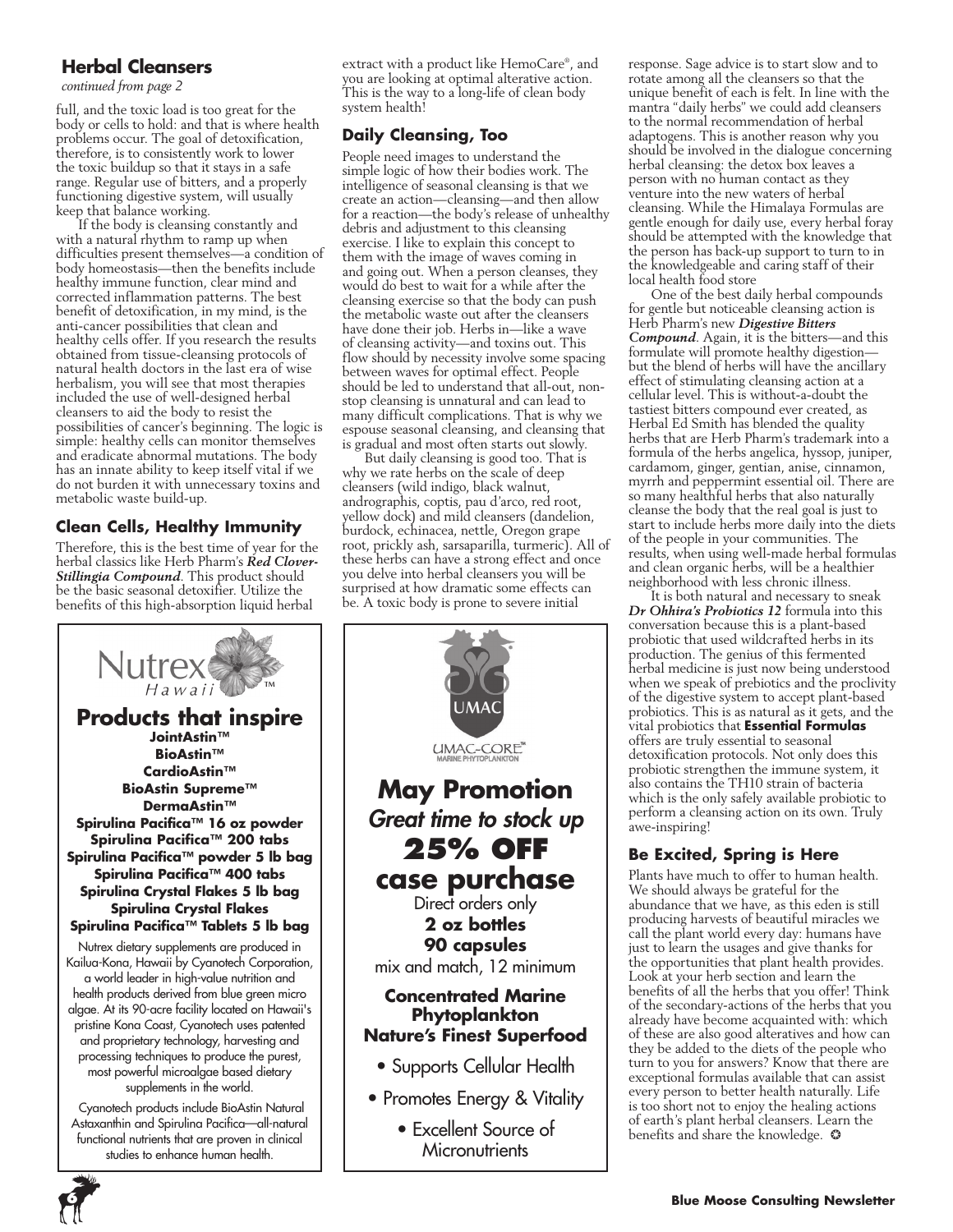## Herbal Cleansers

*continued from page 2*

full, and the toxic load is too great for the body or cells to hold: and that is where health problems occur. The goal of detoxification, therefore, is to consistently work to lower the toxic buildup so that it stays in a safe range. Regular use of bitters, and a properly functioning digestive system, will usually keep that balance working.

If the body is cleansing constantly and with a natural rhythm to ramp up when difficulties present themselves—a condition of body homeostasis—then the benefits include healthy immune function, clear mind and corrected inflammation patterns. The best benefit of detoxification, in my mind, is the anti-cancer possibilities that clean and healthy cells offer. If you research the results obtained from tissue-cleansing protocols of natural health doctors in the last era of wise herbalism, you will see that most therapies included the use of well-designed herbal cleansers to aid the body to resist the possibilities of cancer's beginning. The logic is simple: healthy cells can monitor themselves and eradicate abnormal mutations. The body has an innate ability to keep itself vital if we do not burden it with unnecessary toxins and metabolic waste build-up.

### Clean Cells, Healthy Immunity

Therefore, this is the best time of year for the herbal classics like Herb Pharm's ***Red Clover-Stillingia Compound***. This product should be the basic seasonal detoxifier. Utilize the benefits of this high-absorption liquid herbal extract with a product like HemoCare®, and you are looking at optimal alterative action. This is the way to a long-life of clean body system health!

### Daily Cleansing, Too

People need images to understand the simple logic of how their bodies work. The intelligence of seasonal cleansing is that we create an action—cleansing—and then allow for a reaction—the body's release of unhealthy debris and adjustment to this cleansing exercise. I like to explain this concept to them with the image of waves coming in and going out. When a person cleanses, they would do best to wait for a while after the cleansing exercise so that the body can push the metabolic waste out after the cleansers have done their job. Herbs in—like a wave of cleansing activity—and toxins out. This flow should by necessity involve some spacing between waves for optimal effect. People should be led to understand that all-out, non-stop cleansing is unnatural and can lead to many difficult complications. That is why we espouse seasonal cleansing, and cleansing that is gradual and most often starts out slowly.

But daily cleansing is good too. That is why we rate herbs on the scale of deep cleansers (wild indigo, black walnut, andrographis, coptis, pau d'arco, red root, yellow dock) and mild cleansers (dandelion, burdock, echinacea, nettle, Oregon grape root, prickly ash, sarsaparilla, turmeric). All of these herbs can have a strong effect and once you delve into herbal cleansers you will be surprised at how dramatic some effects can be. A toxic body is prone to severe initial response. Sage advice is to start slow and to rotate among all the cleansers so that the unique benefit of each is felt. In line with the mantra "daily herbs" we could add cleansers to the normal recommendation of herbal adaptogens. This is another reason why you should be involved in the dialogue concerning herbal cleansing: the detox box leaves a person with no human contact as they venture into the new waters of herbal cleansing. While the Himalaya Formulas are gentle enough for daily use, every herbal foray should be attempted with the knowledge that the person has back-up support to turn to in the knowledgeable and caring staff of their local health food store

One of the best daily herbal compounds for gentle but noticeable cleansing action is Herb Pharm's new ***Digestive Bitters Compound***. Again, it is the bitters—and this formulate will promote healthy digestion—but the blend of herbs will have the ancillary effect of stimulating cleansing action at a cellular level. This is without-a-doubt the tastiest bitters compound ever created, as Herbal Ed Smith has blended the quality herbs that are Herb Pharm's trademark into a formula of the herbs angelica, hyssop, juniper, cardamom, ginger, gentian, anise, cinnamon, myrrh and peppermint essential oil. There are so many healthful herbs that also naturally cleanse the body that the real goal is just to start to include herbs more daily into the diets of the people in your communities. The results, when using well-made herbal formulas and clean organic herbs, will be a healthier neighborhood with less chronic illness.

It is both natural and necessary to sneak ***Dr Ohhira's Probiotics 12*** formula into this conversation because this is a plant-based probiotic that used wildcrafted herbs in its production. The genius of this fermented herbal medicine is just now being understood when we speak of prebiotics and the proclivity of the digestive system to accept plant-based probiotics. This is as natural as it gets, and the vital probiotics that **Essential Formulas** offers are truly essential to seasonal detoxification protocols. Not only does this probiotic strengthen the immune system, it also contains the TH10 strain of bacteria which is the only safely available probiotic to perform a cleansing action on its own. Truly awe-inspiring!

### Be Excited, Spring is Here

Plants have much to offer to human health. We should always be grateful for the abundance that we have, as this eden is still producing harvests of beautiful miracles we call the plant world every day: humans have just to learn the usages and give thanks for the opportunities that plant health provides. Look at your herb section and learn the benefits of all the herbs that you offer! Think of the secondary-actions of the herbs that you already have become acquainted with: which of these are also good alteratives and how can they be added to the diets of the people who turn to you for answers? Know that there are exceptional formulas available that can assist every person to better health naturally. Life is too short not to enjoy the healing actions of earth's plant herbal cleansers. Learn the benefits and share the knowledge. ❂

---

Nutrex Hawaii™

## Products that inspire

**JointAstin™**
**BioAstin™**
**CardioAstin™**
**BioAstin Supreme™**
**DermaAstin™**
**Spirulina Pacifica™ 16 oz powder**
**Spirulina Pacifica™ 200 tabs**
**Spirulina Pacifica™ powder 5 lb bag**
**Spirulina Pacifica™ 400 tabs**
**Spirulina Crystal Flakes 5 lb bag**
**Spirulina Crystal Flakes**
**Spirulina Pacifica™ Tablets 5 lb bag**

Nutrex dietary supplements are produced in Kailua-Kona, Hawaii by Cyanotech Corporation, a world leader in high-value nutrition and health products derived from blue green micro algae. At its 90-acre facility located on Hawaii's pristine Kona Coast, Cyanotech uses patented and proprietary technology, harvesting and processing techniques to produce the purest, most powerful microalgae based dietary supplements in the world.

Cyanotech products include BioAstin Natural Astaxanthin and Spirulina Pacifica—all-natural functional nutrients that are proven in clinical studies to enhance human health.

---

UMAC

UMAC-CORE™
MARINE PHYTOPLANKTON

## May Promotion

*Great time to stock up*

## 25% OFF case purchase

Direct orders only
**2 oz bottles**
**90 capsules**
mix and match, 12 minimum

**Concentrated Marine Phytoplankton**
**Nature's Finest Superfood**

- Supports Cellular Health
- Promotes Energy & Vitality
- Excellent Source of Micronutrients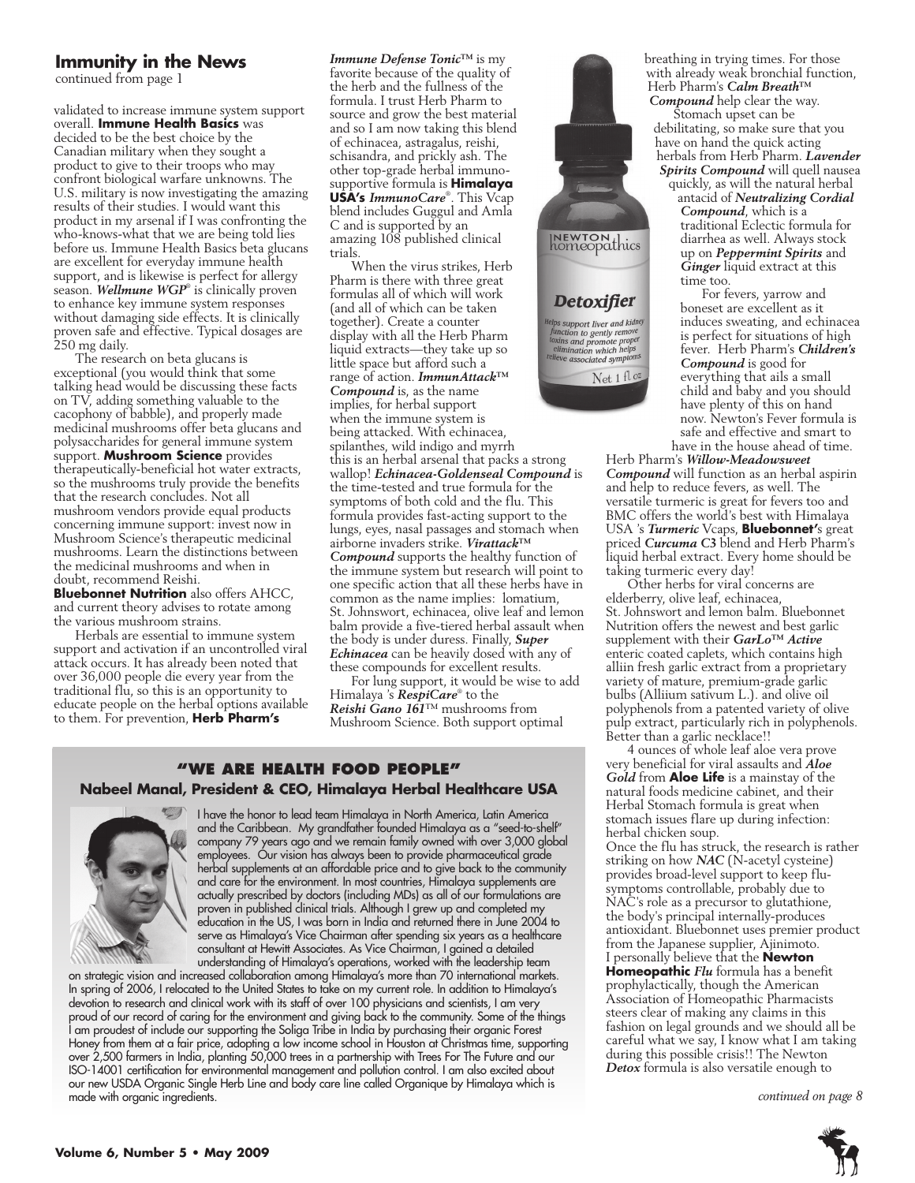## Immunity in the News

continued from page 1

validated to increase immune system support overall. **Immune Health Basics** was decided to be the best choice by the Canadian military when they sought a product to give to their troops who may confront biological warfare unknowns. The U.S. military is now investigating the amazing results of their studies. I would want this product in my arsenal if I was confronting the who-knows-what that we are being told lies before us. Immune Health Basics beta glucans are excellent for everyday immune health support, and is likewise is perfect for allergy season. ***Wellmune WGP***® is clinically proven to enhance key immune system responses without damaging side effects. It is clinically proven safe and effective. Typical dosages are 250 mg daily.

The research on beta glucans is exceptional (you would think that some talking head would be discussing these facts on TV, adding something valuable to the cacophony of babble), and properly made medicinal mushrooms offer beta glucans and polysaccharides for general immune system support. **Mushroom Science** provides therapeutically-beneficial hot water extracts, so the mushrooms truly provide the benefits that the research concludes. Not all mushroom vendors provide equal products concerning immune support: invest now in Mushroom Science's therapeutic medicinal mushrooms. Learn the distinctions between the medicinal mushrooms and when in doubt, recommend Reishi.

**Bluebonnet Nutrition** also offers AHCC, and current theory advises to rotate among the various mushroom strains.

Herbals are essential to immune system support and activation if an uncontrolled viral attack occurs. It has already been noted that over 36,000 people die every year from the traditional flu, so this is an opportunity to educate people on the herbal options available to them. For prevention, **Herb Pharm's** ***Immune Defense Tonic***™ is my favorite because of the quality of the herb and the fullness of the formula. I trust Herb Pharm to source and grow the best material and so I am now taking this blend of echinacea, astragalus, reishi, schisandra, and prickly ash. The other top-grade herbal immuno-supportive formula is **Himalaya USA's** ***ImmunoCare***®. This Vcap blend includes Guggul and Amla C and is supported by an amazing 108 published clinical trials.

When the virus strikes, Herb Pharm is there with three great formulas all of which will work (and all of which can be taken together). Create a counter display with all the Herb Pharm liquid extracts—they take up so little space but afford such a range of action. ***ImmunAttack***™ ***Compound*** is, as the name implies, for herbal support when the immune system is being attacked. With echinacea, spilanthes, wild indigo and myrrh this is an herbal arsenal that packs a strong wallop! ***Echinacea-Goldenseal Compound*** is the time-tested and true formula for the symptoms of both cold and the flu. This formula provides fast-acting support to the lungs, eyes, nasal passages and stomach when airborne invaders strike. ***Virattack***™ ***Compound*** supports the healthy function of the immune system but research will point to one specific action that all these herbs have in common as the name implies: lomatium, St. Johnswort, echinacea, olive leaf and lemon balm provide a five-tiered herbal assault when the body is under duress. Finally, ***Super Echinacea*** can be heavily dosed with any of these compounds for excellent results.

For lung support, it would be wise to add Himalaya 's ***RespiCare***® to the ***Reishi Gano 161***™ mushrooms from Mushroom Science. Both support optimal breathing in trying times. For those with already weak bronchial function, Herb Pharm's ***Calm Breath***™ ***Compound*** help clear the way.

Stomach upset can be debilitating, so make sure that you have on hand the quick acting herbals from Herb Pharm. ***Lavender Spirits Compound*** will quell nausea quickly, as will the natural herbal antacid of ***Neutralizing Cordial Compound***, which is a traditional Eclectic formula for diarrhea as well. Always stock up on ***Peppermint Spirits*** and ***Ginger*** liquid extract at this time too.

For fevers, yarrow and boneset are excellent as it induces sweating, and echinacea is perfect for situations of high fever. Herb Pharm's ***Children's Compound*** is good for everything that ails a small child and baby and you should have plenty of this on hand now. Newton's Fever formula is safe and effective and smart to have in the house ahead of time. Herb Pharm's ***Willow-Meadowsweet Compound*** will function as an herbal aspirin and help to reduce fevers, as well. The versatile turmeric is great for fevers too and BMC offers the world's best with Himalaya USA 's ***Turmeric*** Vcaps, **Bluebonnet'**s great priced ***Curcuma C3*** blend and Herb Pharm's liquid herbal extract. Every home should be taking turmeric every day!

Other herbs for viral concerns are elderberry, olive leaf, echinacea, St. Johnswort and lemon balm. Bluebonnet Nutrition offers the newest and best garlic supplement with their ***GarLo***™ ***Active*** enteric coated caplets, which contains high alliin fresh garlic extract from a proprietary variety of mature, premium-grade garlic bulbs (Alliium sativum L.). and olive oil polyphenols from a patented variety of olive pulp extract, particularly rich in polyphenols. Better than a garlic necklace!!

4 ounces of whole leaf aloe vera prove very beneficial for viral assaults and ***Aloe Gold*** from **Aloe Life** is a mainstay of the natural foods medicine cabinet, and their Herbal Stomach formula is great when stomach issues flare up during infection: herbal chicken soup.

Once the flu has struck, the research is rather striking on how ***NAC*** (N-acetyl cysteine) provides broad-level support to keep flu-symptoms controllable, probably due to NAC's role as a precursor to glutathione, the body's principal internally-produces antioxidant. Bluebonnet uses premier product from the Japanese supplier, Ajinimoto.

I personally believe that the **Newton Homeopathic** ***Flu*** formula has a benefit prophylactically, though the American Association of Homeopathic Pharmacists steers clear of making any claims in this fashion on legal grounds and we should all be careful what we say, I know what I am taking during this possible crisis!! The Newton ***Detox*** formula is also versatile enough to

*continued on page 8*

NEWTON homeopathics

**Detoxifier**

Helps support liver and kidney function to gently remove toxins and promote proper elimination which helps relieve associated symptoms.

Net 1 fl oz

### "WE ARE HEALTH FOOD PEOPLE"

**Nabeel Manal, President & CEO, Himalaya Herbal Healthcare USA**

I have the honor to lead team Himalaya in North America, Latin America and the Caribbean. My grandfather founded Himalaya as a "seed-to-shelf" company 79 years ago and we remain family owned with over 3,000 global employees. Our vision has always been to provide pharmaceutical grade herbal supplements at an affordable price and to give back to the community and care for the environment. In most countries, Himalaya supplements are actually prescribed by doctors (including MDs) as all of our formulations are proven in published clinical trials. Although I grew up and completed my education in the US, I was born in India and returned there in June 2004 to serve as Himalaya's Vice Chairman after spending six years as a healthcare consultant at Hewitt Associates. As Vice Chairman, I gained a detailed understanding of Himalaya's operations, worked with the leadership team on strategic vision and increased collaboration among Himalaya's more than 70 international markets. In spring of 2006, I relocated to the United States to take on my current role. In addition to Himalaya's devotion to research and clinical work with its staff of over 100 physicians and scientists, I am very proud of our record of caring for the environment and giving back to the community. Some of the things I am proudest of include our supporting the Soliga Tribe in India by purchasing their organic Forest Honey from them at a fair price, adopting a low income school in Houston at Christmas time, supporting over 2,500 farmers in India, planting 50,000 trees in a partnership with Trees For The Future and our ISO-14001 certification for environmental management and pollution control. I am also excited about our new USDA Organic Single Herb Line and body care line called Organique by Himalaya which is made with organic ingredients.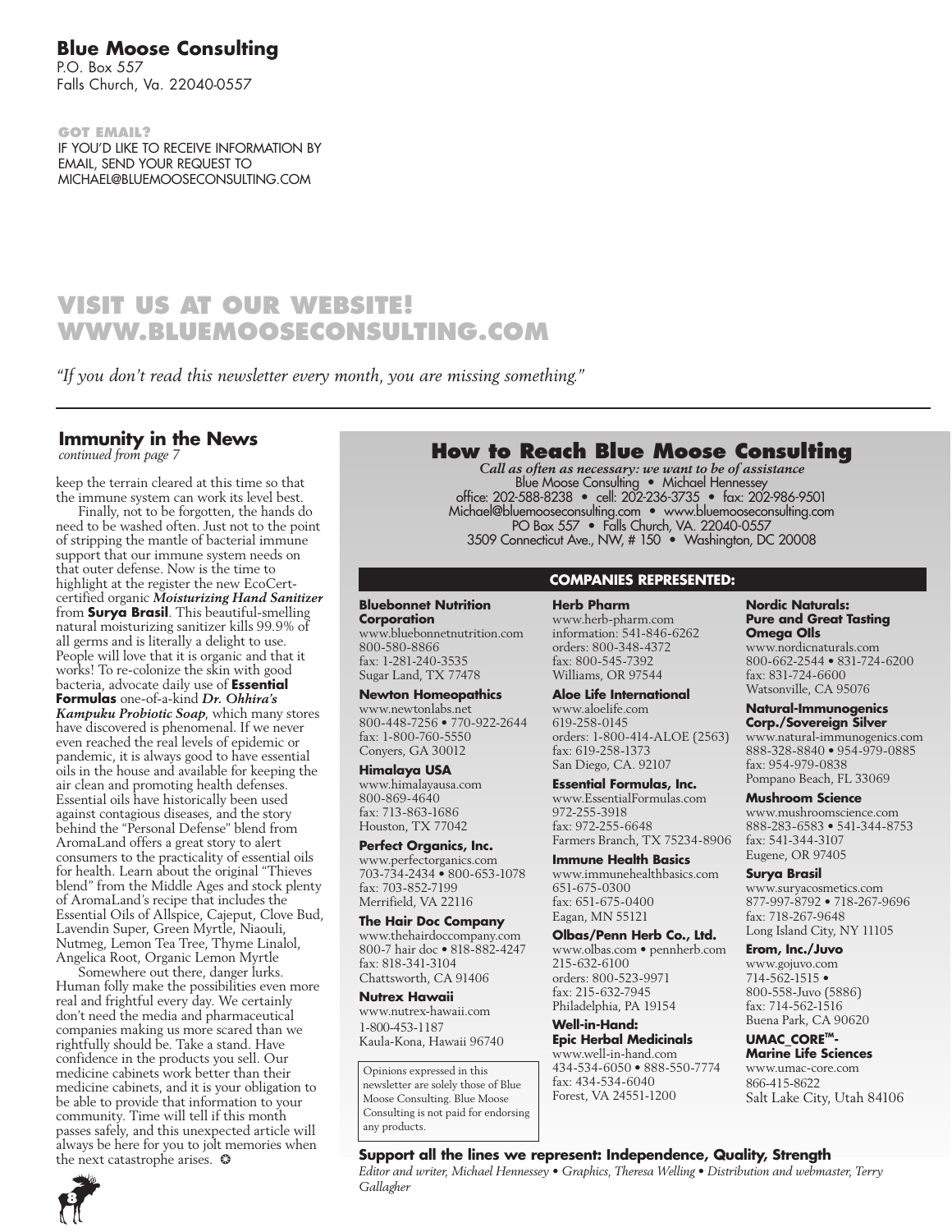**Blue Moose Consulting**
P.O. Box 557
Falls Church, Va. 22040-0557

**GOT EMAIL?**
IF YOU'D LIKE TO RECEIVE INFORMATION BY EMAIL, SEND YOUR REQUEST TO MICHAEL@BLUEMOOSECONSULTING.COM

## VISIT US AT OUR WEBSITE! WWW.BLUEMOOSECONSULTING.COM

*"If you don't read this newsletter every month, you are missing something."*

## Immunity in the News

*continued from page 7*

keep the terrain cleared at this time so that the immune system can work its level best.

Finally, not to be forgotten, the hands do need to be washed often. Just not to the point of stripping the mantle of bacterial immune support that our immune system needs on that outer defense. Now is the time to highlight at the register the new EcoCert-certified organic ***Moisturizing Hand Sanitizer*** from **Surya Brasil**. This beautiful-smelling natural moisturizing sanitizer kills 99.9% of all germs and is literally a delight to use. People will love that it is organic and that it works! To re-colonize the skin with good bacteria, advocate daily use of **Essential Formulas** one-of-a-kind ***Dr. Ohhira's Kampuku Probiotic Soap***, which many stores have discovered is phenomenal. If we never even reached the real levels of epidemic or pandemic, it is always good to have essential oils in the house and available for keeping the air clean and promoting health defenses. Essential oils have historically been used against contagious diseases, and the story behind the "Personal Defense" blend from AromaLand offers a great story to alert consumers to the practicality of essential oils for health. Learn about the original "Thieves blend" from the Middle Ages and stock plenty of AromaLand's recipe that includes the Essential Oils of Allspice, Cajeput, Clove Bud, Lavendin Super, Green Myrtle, Niaouli, Nutmeg, Lemon Tea Tree, Thyme Linalol, Angelica Root, Organic Lemon Myrtle

Somewhere out there, danger lurks. Human folly make the possibilities even more real and frightful every day. We certainly don't need the media and pharmaceutical companies making us more scared than we rightfully should be. Take a stand. Have confidence in the products you sell. Our medicine cabinets work better than their medicine cabinets, and it is your obligation to be able to provide that information to your community. Time will tell if this month passes safely, and this unexpected article will always be here for you to jolt memories when the next catastrophe arises. ✪

## How to Reach Blue Moose Consulting

***Call as often as necessary: we want to be of assistance***
Blue Moose Consulting • Michael Hennessey
office: 202-588-8238 • cell: 202-236-3735 • fax: 202-986-9501
Michael@bluemooseconsulting.com • www.bluemooseconsulting.com
PO Box 557 • Falls Church, VA. 22040-0557
3509 Connecticut Ave., NW, # 150 • Washington, DC 20008

### COMPANIES REPRESENTED:

**Bluebonnet Nutrition Corporation**
www.bluebonnetnutrition.com
800-580-8866
fax: 1-281-240-3535
Sugar Land, TX 77478

**Newton Homeopathics**
www.newtonlabs.net
800-448-7256 • 770-922-2644
fax: 1-800-760-5550
Conyers, GA 30012

**Himalaya USA**
www.himalayausa.com
800-869-4640
fax: 713-863-1686
Houston, TX 77042

**Perfect Organics, Inc.**
www.perfectorganics.com
703-734-2434 • 800-653-1078
fax: 703-852-7199
Merrifield, VA 22116

**The Hair Doc Company**
www.thehairdoccompany.com
800-7 hair doc • 818-882-4247
fax: 818-341-3104
Chattsworth, CA 91406

**Nutrex Hawaii**
www.nutrex-hawaii.com
1-800-453-1187
Kaula-Kona, Hawaii 96740

Opinions expressed in this newsletter are solely those of Blue Moose Consulting. Blue Moose Consulting is not paid for endorsing any products.

**Herb Pharm**
www.herb-pharm.com
information: 541-846-6262
orders: 800-348-4372
fax: 800-545-7392
Williams, OR 97544

**Aloe Life International**
www.aloelife.com
619-258-0145
orders: 1-800-414-ALOE (2563)
fax: 619-258-1373
San Diego, CA. 92107

**Essential Formulas, Inc.**
www.EssentialFormulas.com
972-255-3918
fax: 972-255-6648
Farmers Branch, TX 75234-8906

**Immune Health Basics**
www.immunehealthbasics.com
651-675-0300
fax: 651-675-0400
Eagan, MN 55121

**Olbas/Penn Herb Co., Ltd.**
www.olbas.com • pennherb.com
215-632-6100
orders: 800-523-9971
fax: 215-632-7945
Philadelphia, PA 19154

**Well-in-Hand: Epic Herbal Medicinals**
www.well-in-hand.com
434-534-6050 • 888-550-7774
fax: 434-534-6040
Forest, VA 24551-1200

**Nordic Naturals: Pure and Great Tasting Omega Oils**
www.nordicnaturals.com
800-662-2544 • 831-724-6200
fax: 831-724-6600
Watsonville, CA 95076

**Natural-Immunogenics Corp./Sovereign Silver**
www.natural-immunogenics.com
888-328-8840 • 954-979-0885
fax: 954-979-0838
Pompano Beach, FL 33069

**Mushroom Science**
www.mushroomscience.com
888-283-6583 • 541-344-8753
fax: 541-344-3107
Eugene, OR 97405

**Surya Brasil**
www.suryacosmetics.com
877-997-8792 • 718-267-9696
fax: 718-267-9648
Long Island City, NY 11105

**Erom, Inc./Juvo**
www.gojuvo.com
714-562-1515 •
800-558-Juvo (5886)
fax: 714-562-1516
Buena Park, CA 90620

**UMAC_CORE™- Marine Life Sciences**
www.umac-core.com
866-415-8622
Salt Lake City, Utah 84106

**Support all the lines we represent: Independence, Quality, Strength**
*Editor and writer, Michael Hennessey • Graphics, Theresa Welling • Distribution and webmaster, Terry Gallagher*